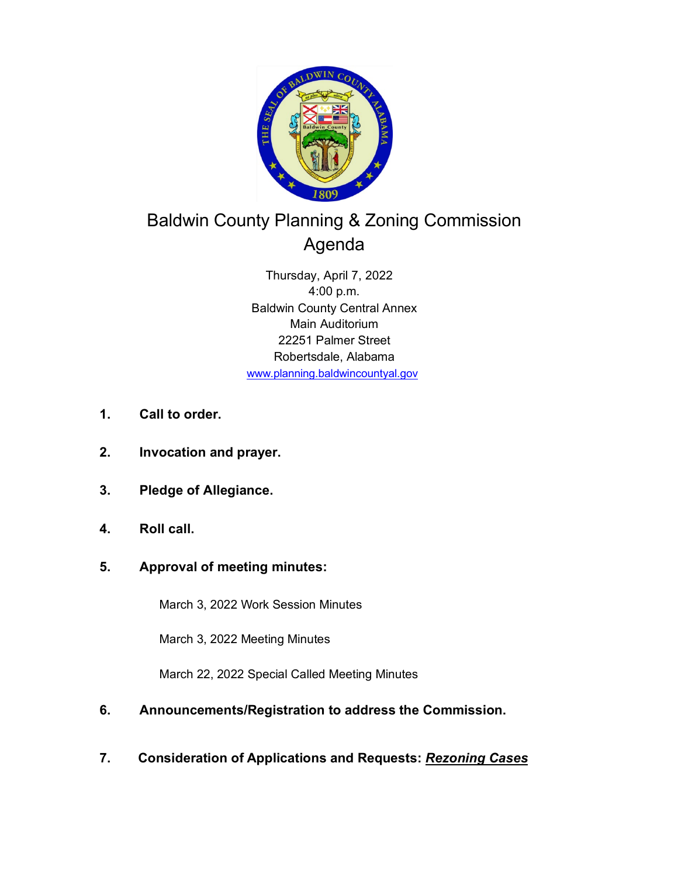# Baldwin County Planning & Zoning Commission Agenda

Thursday, April 7, 2022
4:00 p.m.
Baldwin County Central Annex
Main Auditorium
22251 Palmer Street
Robertsdale, Alabama
www.planning.baldwincountyal.gov

1. **Call to order.**

2. **Invocation and prayer.**

3. **Pledge of Allegiance.**

4. **Roll call.**

5. **Approval of meeting minutes:**

   March 3, 2022 Work Session Minutes

   March 3, 2022 Meeting Minutes

   March 22, 2022 Special Called Meeting Minutes

6. **Announcements/Registration to address the Commission.**

7. **Consideration of Applications and Requests: *Rezoning Cases***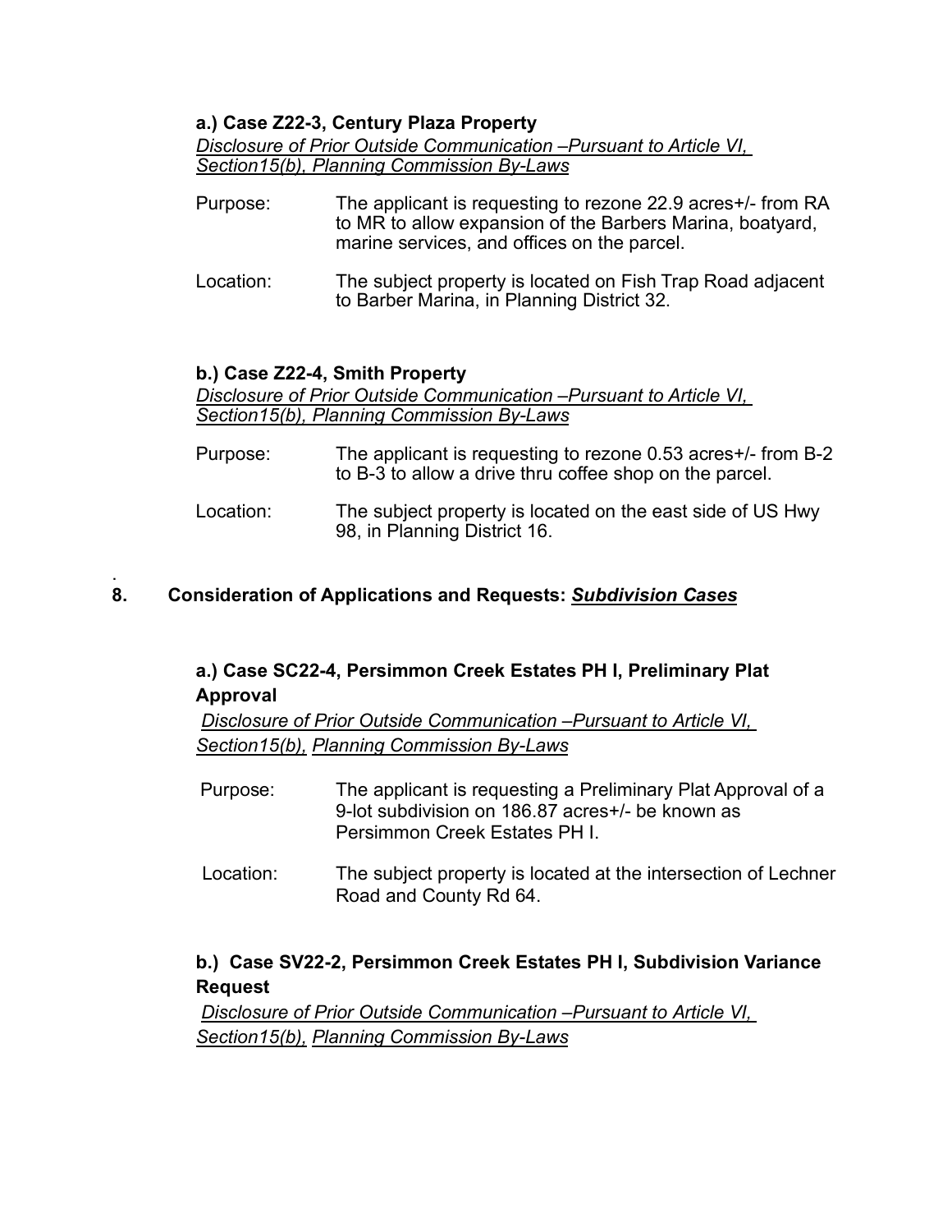**a.) Case Z22-3, Century Plaza Property**

*Disclosure of Prior Outside Communication –Pursuant to Article VI, Section15(b), Planning Commission By-Laws*

Purpose: The applicant is requesting to rezone 22.9 acres+/- from RA to MR to allow expansion of the Barbers Marina, boatyard, marine services, and offices on the parcel.

Location: The subject property is located on Fish Trap Road adjacent to Barber Marina, in Planning District 32.

**b.) Case Z22-4, Smith Property**

*Disclosure of Prior Outside Communication –Pursuant to Article VI, Section15(b), Planning Commission By-Laws*

Purpose: The applicant is requesting to rezone 0.53 acres+/- from B-2 to B-3 to allow a drive thru coffee shop on the parcel.

Location: The subject property is located on the east side of US Hwy 98, in Planning District 16.

## 8. Consideration of Applications and Requests: ***Subdivision Cases***

**a.) Case SC22-4, Persimmon Creek Estates PH I, Preliminary Plat Approval**

*Disclosure of Prior Outside Communication –Pursuant to Article VI, Section15(b), Planning Commission By-Laws*

Purpose: The applicant is requesting a Preliminary Plat Approval of a 9-lot subdivision on 186.87 acres+/- be known as Persimmon Creek Estates PH I.

Location: The subject property is located at the intersection of Lechner Road and County Rd 64.

**b.) Case SV22-2, Persimmon Creek Estates PH I, Subdivision Variance Request**

*Disclosure of Prior Outside Communication –Pursuant to Article VI, Section15(b), Planning Commission By-Laws*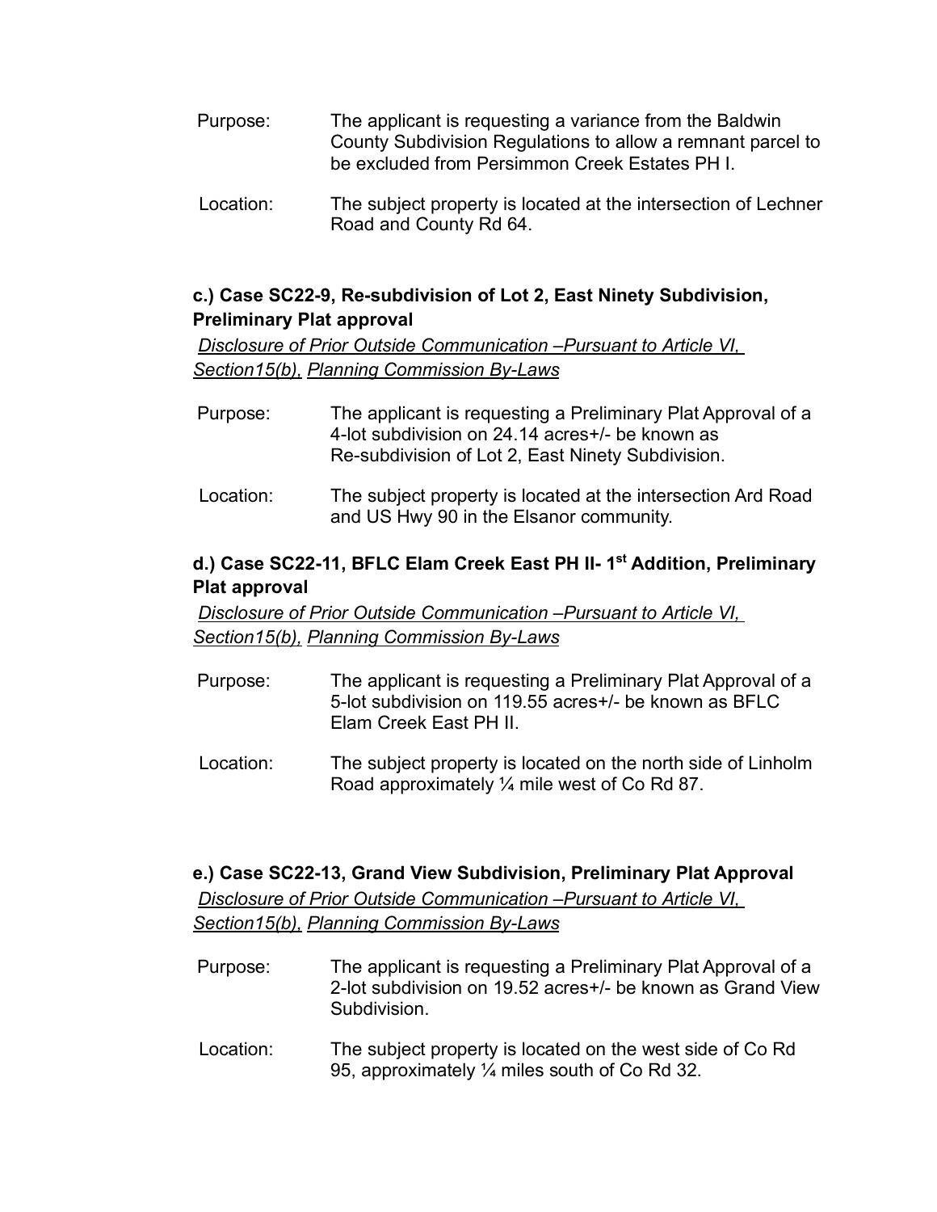Purpose: The applicant is requesting a variance from the Baldwin County Subdivision Regulations to allow a remnant parcel to be excluded from Persimmon Creek Estates PH I.

Location: The subject property is located at the intersection of Lechner Road and County Rd 64.

**c.) Case SC22-9, Re-subdivision of Lot 2, East Ninety Subdivision, Preliminary Plat approval**

*Disclosure of Prior Outside Communication –Pursuant to Article VI, Section15(b), Planning Commission By-Laws*

Purpose: The applicant is requesting a Preliminary Plat Approval of a 4-lot subdivision on 24.14 acres+/- be known as Re-subdivision of Lot 2, East Ninety Subdivision.

Location: The subject property is located at the intersection Ard Road and US Hwy 90 in the Elsanor community.

**d.) Case SC22-11, BFLC Elam Creek East PH II- 1st Addition, Preliminary Plat approval**

*Disclosure of Prior Outside Communication –Pursuant to Article VI, Section15(b), Planning Commission By-Laws*

Purpose: The applicant is requesting a Preliminary Plat Approval of a 5-lot subdivision on 119.55 acres+/- be known as BFLC Elam Creek East PH II.

Location: The subject property is located on the north side of Linholm Road approximately ¼ mile west of Co Rd 87.

**e.) Case SC22-13, Grand View Subdivision, Preliminary Plat Approval**

*Disclosure of Prior Outside Communication –Pursuant to Article VI, Section15(b), Planning Commission By-Laws*

Purpose: The applicant is requesting a Preliminary Plat Approval of a 2-lot subdivision on 19.52 acres+/- be known as Grand View Subdivision.

Location: The subject property is located on the west side of Co Rd 95, approximately ¼ miles south of Co Rd 32.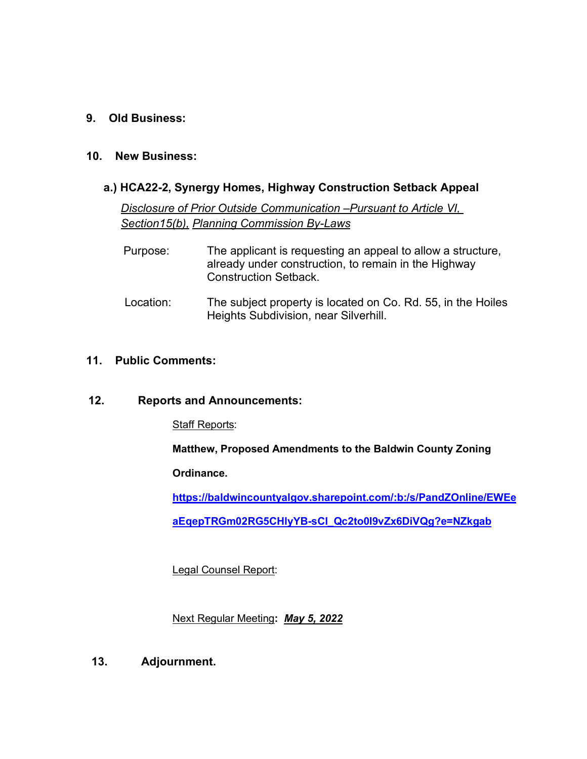## 9. Old Business:

## 10. New Business:

### a.) HCA22-2, Synergy Homes, Highway Construction Setback Appeal

*Disclosure of Prior Outside Communication –Pursuant to Article VI, Section15(b), Planning Commission By-Laws*

Purpose: The applicant is requesting an appeal to allow a structure, already under construction, to remain in the Highway Construction Setback.

Location: The subject property is located on Co. Rd. 55, in the Hoiles Heights Subdivision, near Silverhill.

## 11. Public Comments:

## 12. Reports and Announcements:

Staff Reports:

**Matthew, Proposed Amendments to the Baldwin County Zoning Ordinance.**

**https://baldwincountyalgov.sharepoint.com/:b:/s/PandZOnline/EWEeaEqepTRGm02RG5CHlyYB-sCI_Qc2to0l9vZx6DiVQg?e=NZkgab**

Legal Counsel Report:

Next Regular Meeting**:** ***May 5, 2022***

## 13. Adjournment.